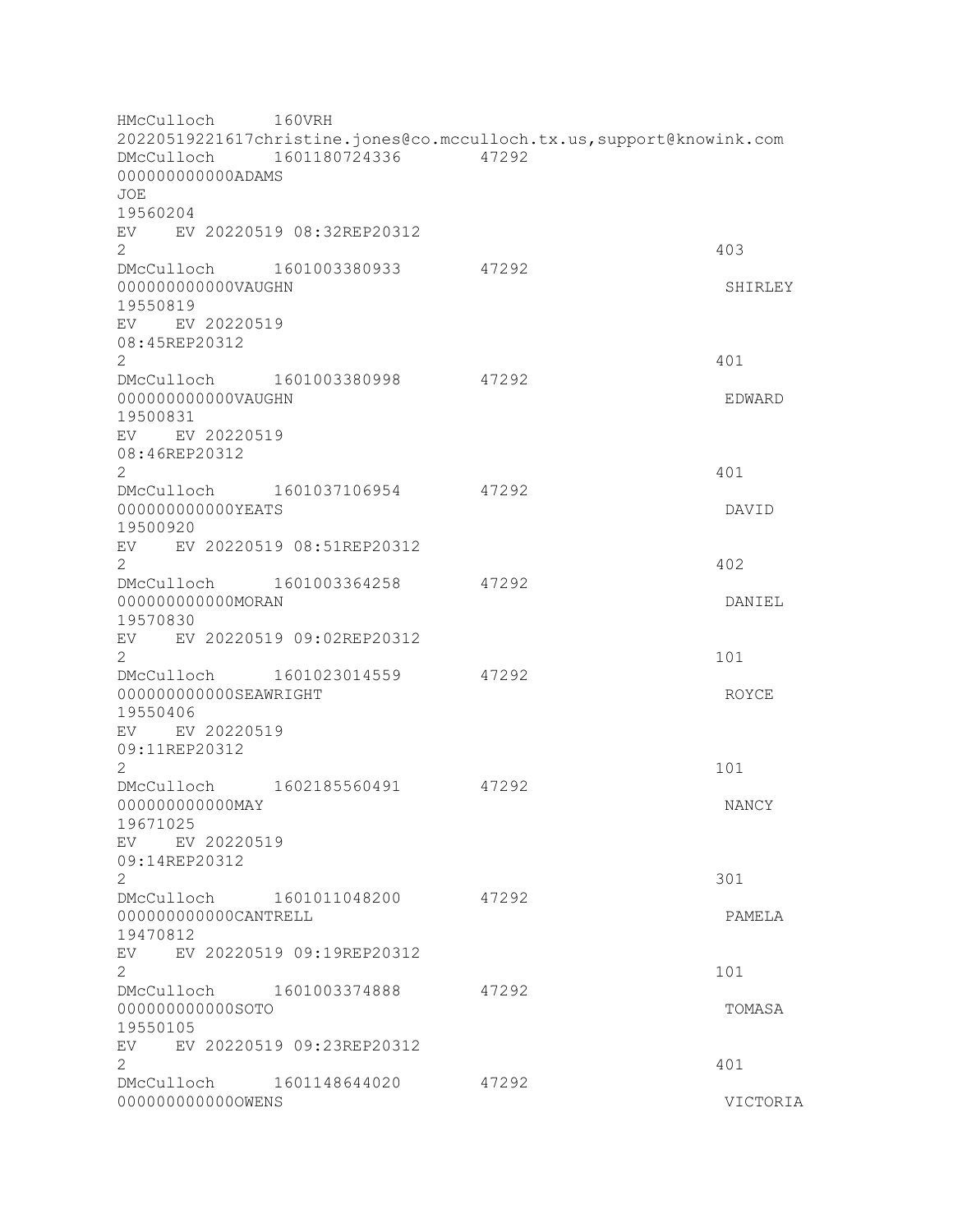```
HMcCulloch      160VRH
20220519221617christine.jones@co.mcculloch.tx.us,support@knowink.com
DMcCulloch      1601180724336        47292
000000000000ADAMS
JOE
19560204
EV    EV 20220519 08:32REP20312
2                                                               403
DMcCulloch      1601003380933        47292
000000000000VAUGHN                                              SHIRLEY
19550819
EV    EV 20220519
08:45REP20312
2                                                               401
DMcCulloch      1601003380998        47292
000000000000VAUGHN                                              EDWARD
19500831
EV    EV 20220519
08:46REP20312
2                                                               401
DMcCulloch      1601037106954        47292
000000000000YEATS                                               DAVID
19500920
EV    EV 20220519 08:51REP20312
2                                                               402
DMcCulloch      1601003364258        47292
000000000000MORAN                                               DANIEL
19570830
EV    EV 20220519 09:02REP20312
2                                                               101
DMcCulloch      1601023014559        47292
000000000000SEAWRIGHT                                           ROYCE
19550406
EV    EV 20220519
09:11REP20312
2                                                               101
DMcCulloch      1602185560491        47292
000000000000MAY                                                 NANCY
19671025
EV    EV 20220519
09:14REP20312
2                                                               301
DMcCulloch      1601011048200        47292
000000000000CANTRELL                                            PAMELA
19470812
EV    EV 20220519 09:19REP20312
2                                                               101
DMcCulloch      1601003374888        47292
000000000000SOTO                                                TOMASA
19550105
EV    EV 20220519 09:23REP20312
2                                                               401
DMcCulloch      1601148644020        47292
000000000000OWENS                                               VICTORIA
```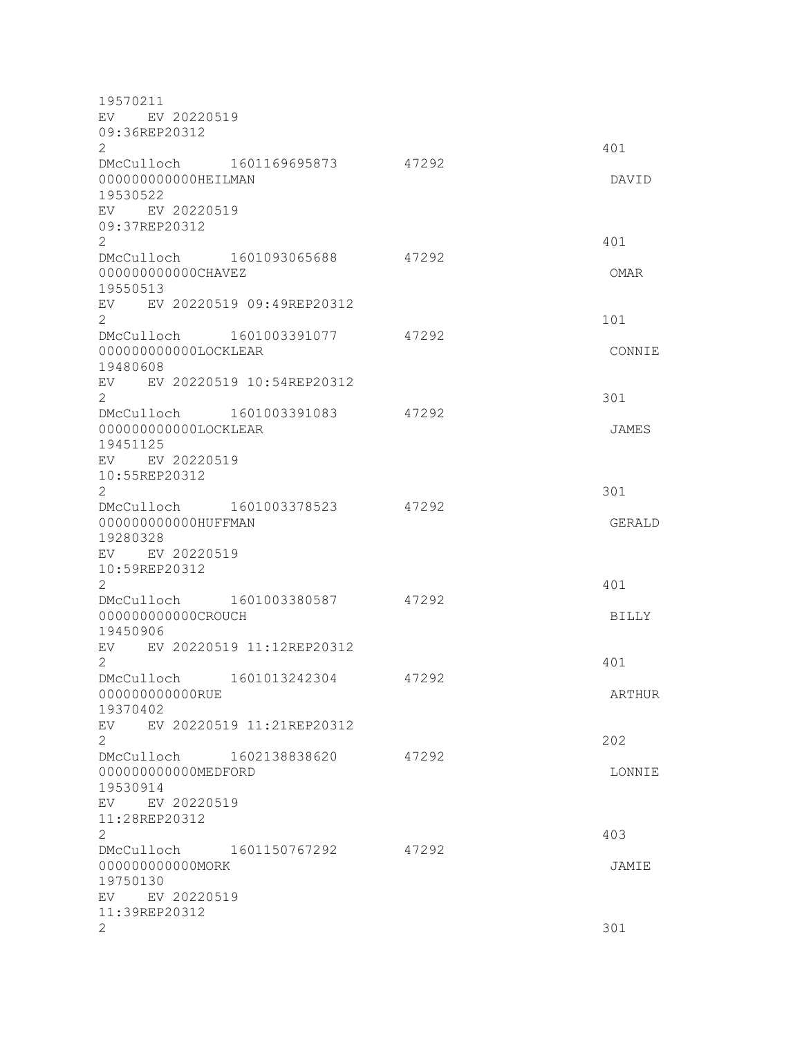```
19570211
EV    EV 20220519
09:36REP20312
2                                                                401
DMcCulloch      1601169695873       47292
000000000000HEILMAN                                              DAVID
19530522
EV    EV 20220519
09:37REP20312
2                                                                401
DMcCulloch      1601093065688       47292
000000000000CHAVEZ                                               OMAR
19550513
EV    EV 20220519 09:49REP20312
2                                                                101
DMcCulloch      1601003391077       47292
000000000000LOCKLEAR                                             CONNIE
19480608
EV    EV 20220519 10:54REP20312
2                                                                301
DMcCulloch      1601003391083       47292
000000000000LOCKLEAR                                             JAMES
19451125
EV    EV 20220519
10:55REP20312
2                                                                301
DMcCulloch      1601003378523       47292
000000000000HUFFMAN                                              GERALD
19280328
EV    EV 20220519
10:59REP20312
2                                                                401
DMcCulloch      1601003380587       47292
000000000000CROUCH                                               BILLY
19450906
EV    EV 20220519 11:12REP20312
2                                                                401
DMcCulloch      1601013242304       47292
000000000000RUE                                                  ARTHUR
19370402
EV    EV 20220519 11:21REP20312
2                                                                202
DMcCulloch      1602138838620       47292
000000000000MEDFORD                                              LONNIE
19530914
EV    EV 20220519
11:28REP20312
2                                                                403
DMcCulloch      1601150767292       47292
000000000000MORK                                                 JAMIE
19750130
EV    EV 20220519
11:39REP20312
2                                                                301
```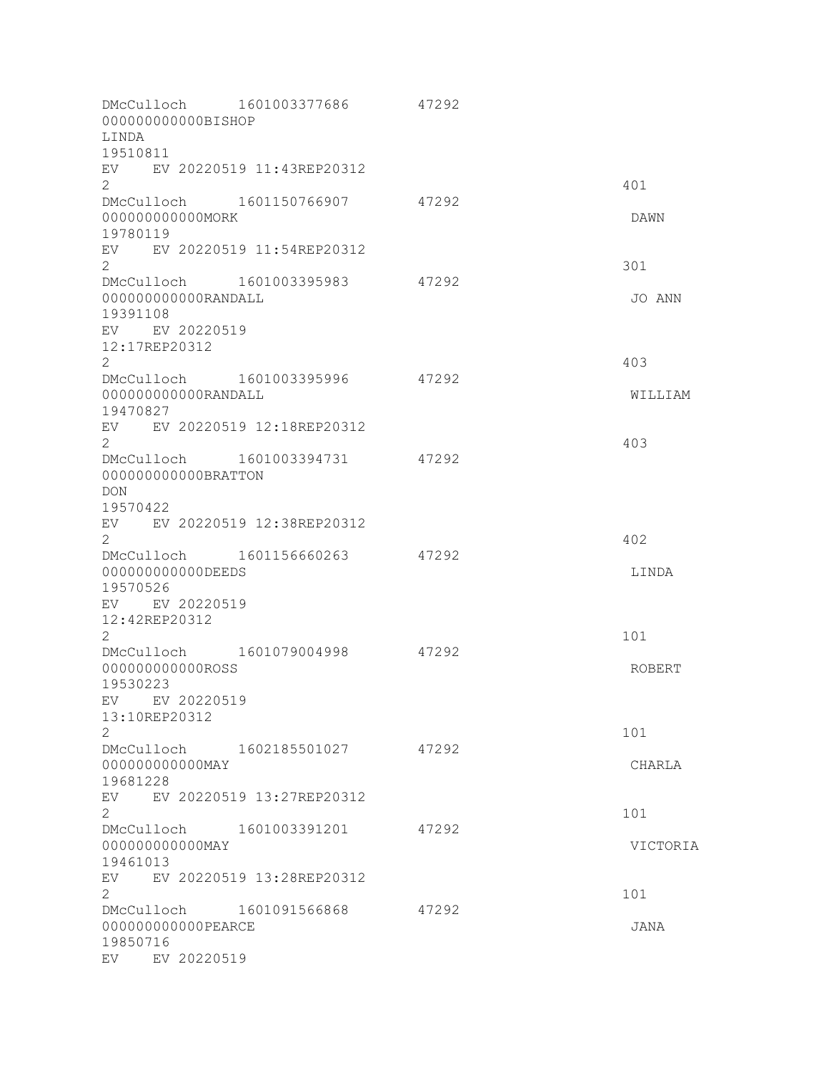```
DMcCulloch      1601003377686       47292
000000000000BISHOP
LINDA
19510811
EV    EV 20220519 11:43REP20312
2                                                          401
DMcCulloch      1601150766907       47292
000000000000MORK                                           DAWN
19780119
EV    EV 20220519 11:54REP20312
2                                                          301
DMcCulloch      1601003395983       47292
000000000000RANDALL                                        JO ANN
19391108
EV    EV 20220519
12:17REP20312
2                                                          403
DMcCulloch      1601003395996       47292
000000000000RANDALL                                        WILLIAM
19470827
EV    EV 20220519 12:18REP20312
2                                                          403
DMcCulloch      1601003394731       47292
000000000000BRATTON
DON
19570422
EV    EV 20220519 12:38REP20312
2                                                          402
DMcCulloch      1601156660263       47292
000000000000DEEDS                                          LINDA
19570526
EV    EV 20220519
12:42REP20312
2                                                          101
DMcCulloch      1601079004998       47292
000000000000ROSS                                           ROBERT
19530223
EV    EV 20220519
13:10REP20312
2                                                          101
DMcCulloch      1602185501027       47292
000000000000MAY                                            CHARLA
19681228
EV    EV 20220519 13:27REP20312
2                                                          101
DMcCulloch      1601003391201       47292
000000000000MAY                                            VICTORIA
19461013
EV    EV 20220519 13:28REP20312
2                                                          101
DMcCulloch      1601091566868       47292
000000000000PEARCE                                         JANA
19850716
EV    EV 20220519
```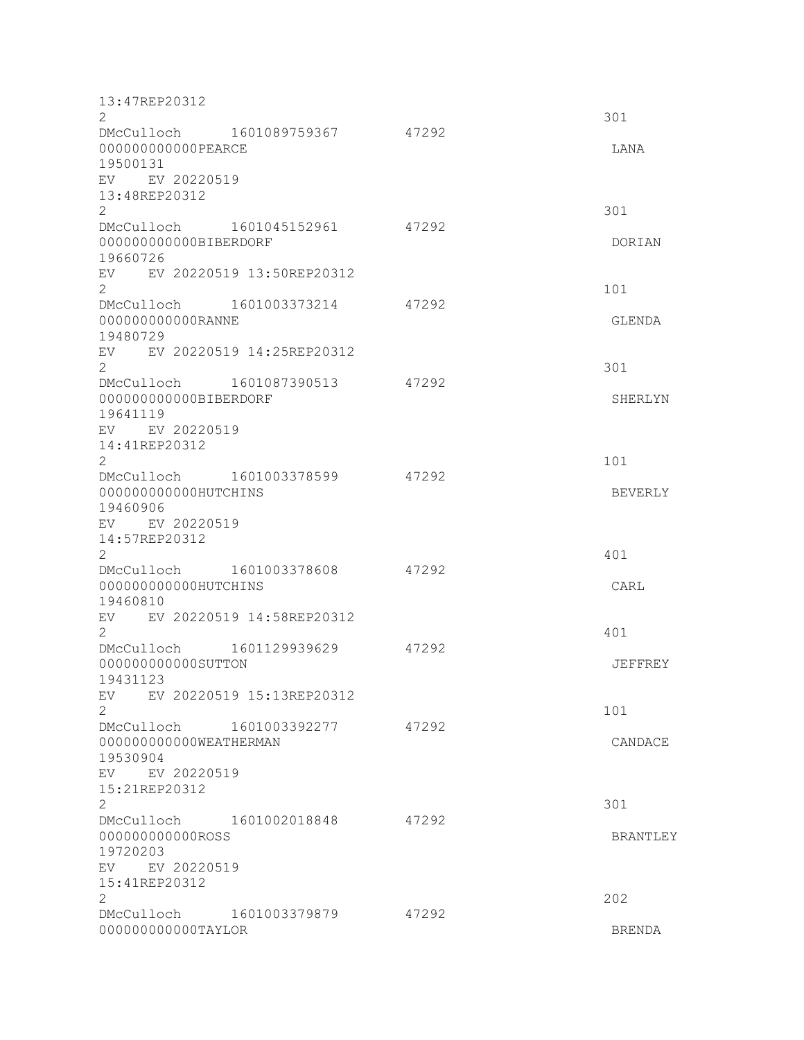```
13:47REP20312
2                                                                    301
DMcCulloch      1601089759367      47292
000000000000PEARCE                                                   LANA
19500131
EV    EV 20220519
13:48REP20312
2                                                                    301
DMcCulloch      1601045152961      47292
000000000000BIBERDORF                                                DORIAN
19660726
EV    EV 20220519 13:50REP20312
2                                                                    101
DMcCulloch      1601003373214      47292
000000000000RANNE                                                    GLENDA
19480729
EV    EV 20220519 14:25REP20312
2                                                                    301
DMcCulloch      1601087390513      47292
000000000000BIBERDORF                                                SHERLYN
19641119
EV    EV 20220519
14:41REP20312
2                                                                    101
DMcCulloch      1601003378599      47292
000000000000HUTCHINS                                                 BEVERLY
19460906
EV    EV 20220519
14:57REP20312
2                                                                    401
DMcCulloch      1601003378608      47292
000000000000HUTCHINS                                                 CARL
19460810
EV    EV 20220519 14:58REP20312
2                                                                    401
DMcCulloch      1601129939629      47292
000000000000SUTTON                                                   JEFFREY
19431123
EV    EV 20220519 15:13REP20312
2                                                                    101
DMcCulloch      1601003392277      47292
000000000000WEATHERMAN                                               CANDACE
19530904
EV    EV 20220519
15:21REP20312
2                                                                    301
DMcCulloch      1601002018848      47292
000000000000ROSS                                                     BRANTLEY
19720203
EV    EV 20220519
15:41REP20312
2                                                                    202
DMcCulloch      1601003379879      47292
000000000000TAYLOR                                                   BRENDA
```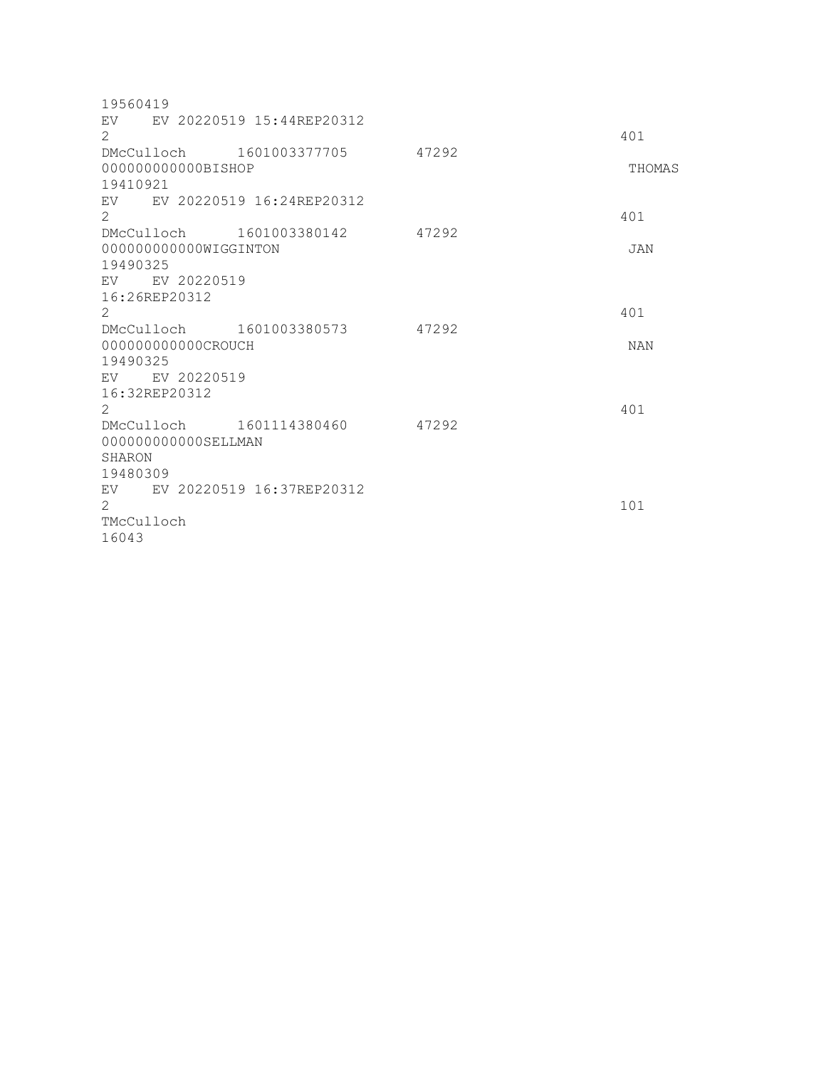```
19560419
EV    EV 20220519 15:44REP20312
2                                                                401
DMcCulloch      1601003377705        47292
000000000000BISHOP                                                THOMAS
19410921
EV    EV 20220519 16:24REP20312
2                                                                401
DMcCulloch      1601003380142        47292
000000000000WIGGINTON                                             JAN
19490325
EV    EV 20220519
16:26REP20312
2                                                                401
DMcCulloch      1601003380573        47292
000000000000CROUCH                                                NAN
19490325
EV    EV 20220519
16:32REP20312
2                                                                401
DMcCulloch      1601114380460        47292
000000000000SELLMAN
SHARON
19480309
EV    EV 20220519 16:37REP20312
2                                                                101
TMcCulloch
16043
```